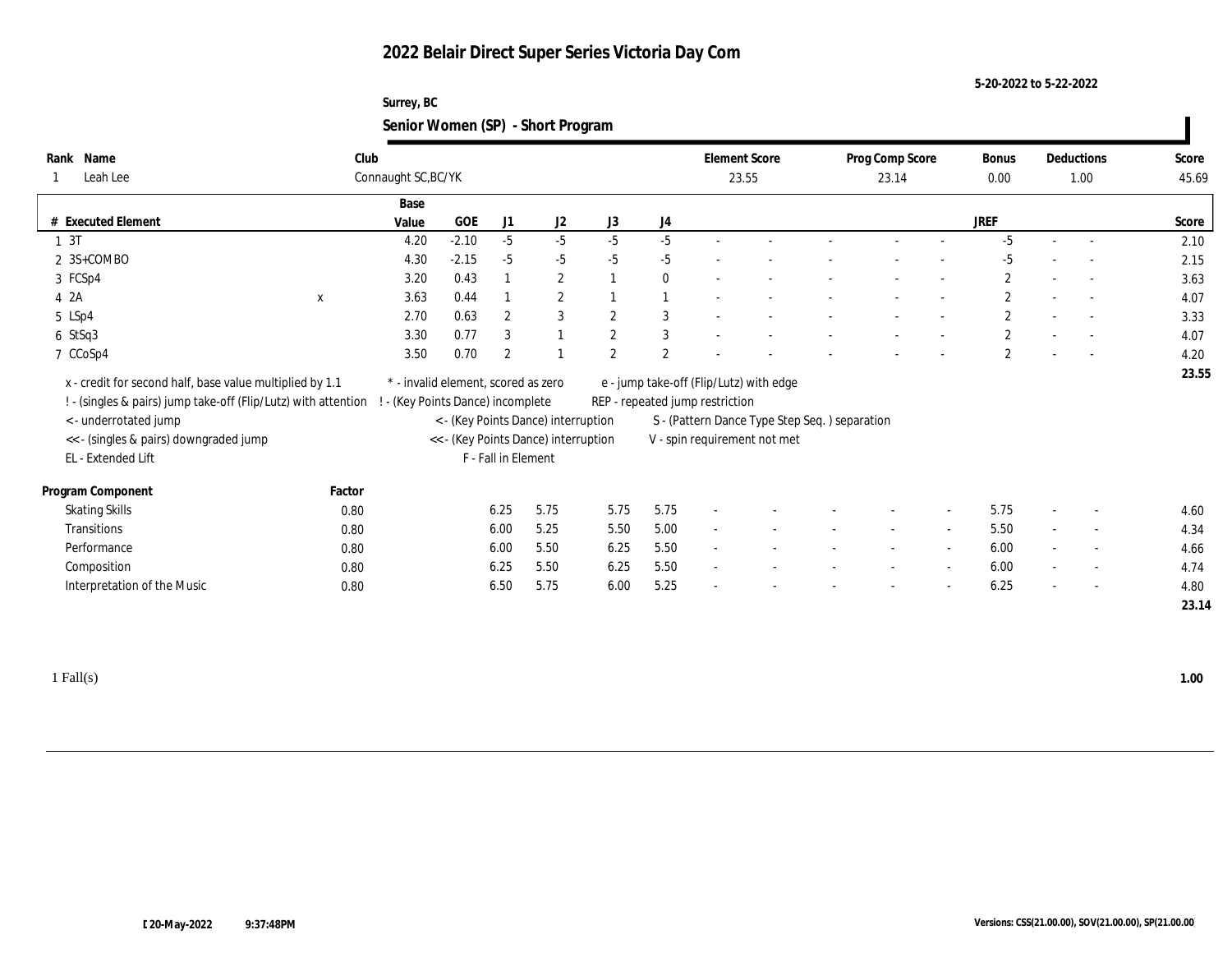# 2022 Belair Direct Super Series Victoria Day Com

5-20-2022 to 5-22-2022

Surrey, BC

## Senior Women (SP) - Short Program

| Rank | Name | Club | Element Score | Prog Comp Score | Bonus | Deductions | Score |
|---|---|---|---|---|---|---|---|
| 1 | Leah Lee | Connaught SC,BC/YK | 23.55 | 23.14 | 0.00 | 1.00 | 45.69 |

| # | Executed Element | | Base Value | GOE | J1 | J2 | J3 | J4 | | | | | | JREF | | | Score |
|---|---|---|---|---|---|---|---|---|---|---|---|---|---|---|---|---|---|
| 1 | 3T | | 4.20 | -2.10 | -5 | -5 | -5 | -5 | - | - | - | - | - | -5 | - | - | 2.10 |
| 2 | 3S+COMBO | | 4.30 | -2.15 | -5 | -5 | -5 | -5 | - | - | - | - | - | -5 | - | - | 2.15 |
| 3 | FCSp4 | | 3.20 | 0.43 | 1 | 2 | 1 | 0 | - | - | - | - | - | 2 | - | - | 3.63 |
| 4 | 2A | x | 3.63 | 0.44 | 1 | 2 | 1 | 1 | - | - | - | - | - | 2 | - | - | 4.07 |
| 5 | LSp4 | | 2.70 | 0.63 | 2 | 3 | 2 | 3 | - | - | - | - | - | 2 | - | - | 3.33 |
| 6 | StSq3 | | 3.30 | 0.77 | 3 | 1 | 2 | 3 | - | - | - | - | - | 2 | - | - | 4.07 |
| 7 | CCoSp4 | | 3.50 | 0.70 | 2 | 1 | 2 | 2 | - | - | - | - | - | 2 | - | - | 4.20 |
| | | | | | | | | | | | | | | | | | 23.55 |

x - credit for second half, base value multiplied by 1.1
! - (singles & pairs) jump take-off (Flip/Lutz) with attention
< - underrotated jump
<< - (singles & pairs) downgraded jump
EL - Extended Lift
* - invalid element, scored as zero
! - (Key Points Dance) incomplete
< - (Key Points Dance) interruption
<< - (Key Points Dance) interruption
F - Fall in Element
e - jump take-off (Flip/Lutz) with edge
REP - repeated jump restriction
S - (Pattern Dance Type Step Seq. ) separation
V - spin requirement not met

| Program Component | Factor | J1 | J2 | J3 | J4 | | | | | | JREF | | | Score |
|---|---|---|---|---|---|---|---|---|---|---|---|---|---|---|
| Skating Skills | 0.80 | 6.25 | 5.75 | 5.75 | 5.75 | - | - | - | - | - | 5.75 | - | - | 4.60 |
| Transitions | 0.80 | 6.00 | 5.25 | 5.50 | 5.00 | - | - | - | - | - | 5.50 | - | - | 4.34 |
| Performance | 0.80 | 6.00 | 5.50 | 6.25 | 5.50 | - | - | - | - | - | 6.00 | - | - | 4.66 |
| Composition | 0.80 | 6.25 | 5.50 | 6.25 | 5.50 | - | - | - | - | - | 6.00 | - | - | 4.74 |
| Interpretation of the Music | 0.80 | 6.50 | 5.75 | 6.00 | 5.25 | - | - | - | - | - | 6.25 | - | - | 4.80 |
| | | | | | | | | | | | | | | 23.14 |

1 Fall(s) **1.00**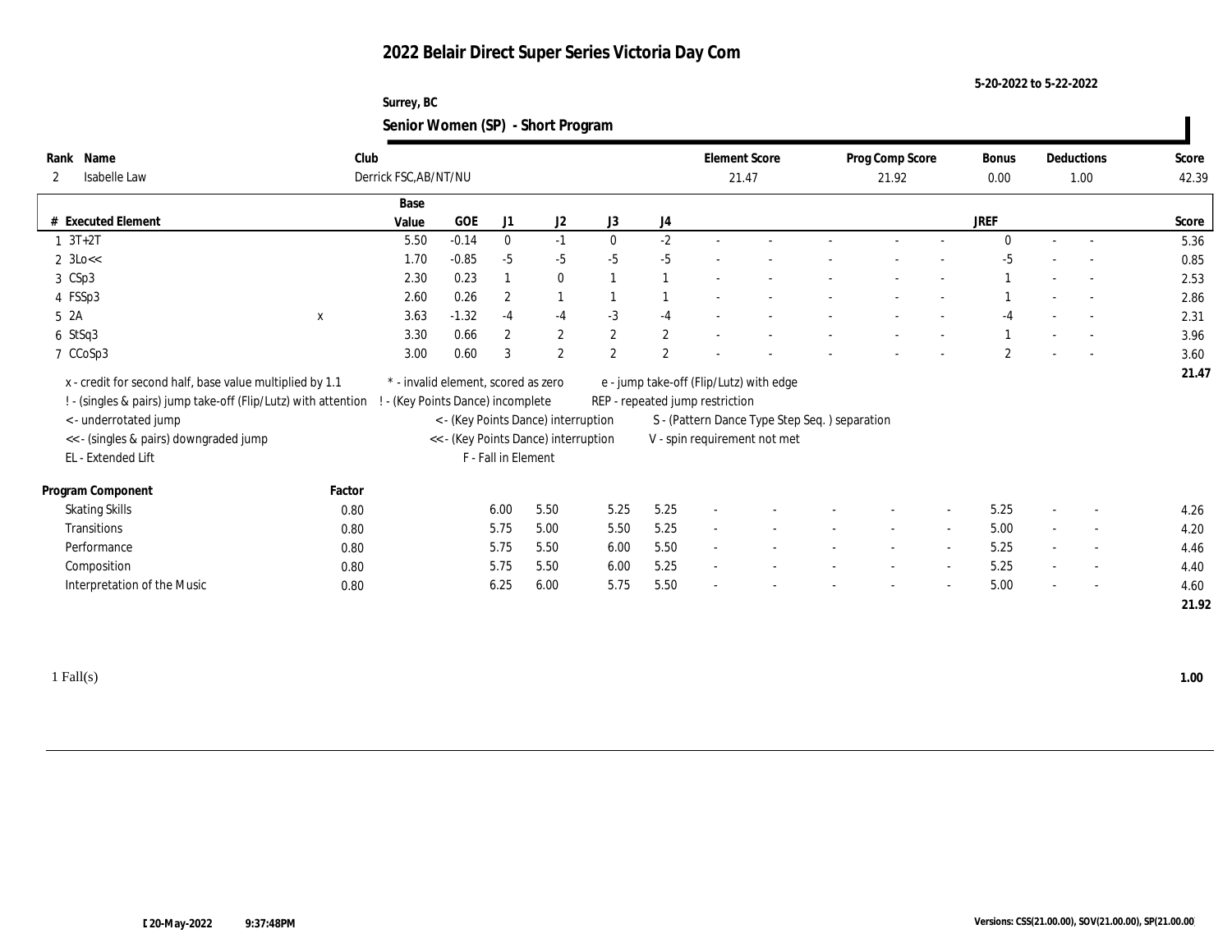# 2022 Belair Direct Super Series Victoria Day Com

5-20-2022 to 5-22-2022

Surrey, BC

## Senior Women (SP) - Short Program

| Rank | Name | Club | Element Score | Prog Comp Score | Bonus | Deductions | Score |
|---|---|---|---|---|---|---|---|
| 2 | Isabelle Law | Derrick FSC,AB/NT/NU | 21.47 | 21.92 | 0.00 | 1.00 | 42.39 |

| # | Executed Element | | Base Value | GOE | J1 | J2 | J3 | J4 | | | | | | JREF | | | Score |
|---|---|---|---|---|---|---|---|---|---|---|---|---|---|---|---|---|---|
| 1 | 3T+2T | | 5.50 | -0.14 | 0 | -1 | 0 | -2 | - | - | - | - | - | 0 | - | - | 5.36 |
| 2 | 3Lo<< | | 1.70 | -0.85 | -5 | -5 | -5 | -5 | - | - | - | - | - | -5 | - | - | 0.85 |
| 3 | CSp3 | | 2.30 | 0.23 | 1 | 0 | 1 | 1 | - | - | - | - | - | 1 | - | - | 2.53 |
| 4 | FSSp3 | | 2.60 | 0.26 | 2 | 1 | 1 | 1 | - | - | - | - | - | 1 | - | - | 2.86 |
| 5 | 2A | x | 3.63 | -1.32 | -4 | -4 | -3 | -4 | - | - | - | - | - | -4 | - | - | 2.31 |
| 6 | StSq3 | | 3.30 | 0.66 | 2 | 2 | 2 | 2 | - | - | - | - | - | 1 | - | - | 3.96 |
| 7 | CCoSp3 | | 3.00 | 0.60 | 3 | 2 | 2 | 2 | - | - | - | - | - | 2 | - | - | 3.60 |
| | | | | | | | | | | | | | | | | | 21.47 |

x - credit for second half, base value multiplied by 1.1
! - (singles & pairs) jump take-off (Flip/Lutz) with attention
< - underrotated jump
<< - (singles & pairs) downgraded jump
EL - Extended Lift
* - invalid element, scored as zero
! - (Key Points Dance) incomplete
< - (Key Points Dance) interruption
<< - (Key Points Dance) interruption
F - Fall in Element
e - jump take-off (Flip/Lutz) with edge
REP - repeated jump restriction
S - (Pattern Dance Type Step Seq. ) separation
V - spin requirement not met

| Program Component | Factor | J1 | J2 | J3 | J4 | | | | | | JREF | | | Score |
|---|---|---|---|---|---|---|---|---|---|---|---|---|---|---|
| Skating Skills | 0.80 | 6.00 | 5.50 | 5.25 | 5.25 | - | - | - | - | - | 5.25 | - | - | 4.26 |
| Transitions | 0.80 | 5.75 | 5.00 | 5.50 | 5.25 | - | - | - | - | - | 5.00 | - | - | 4.20 |
| Performance | 0.80 | 5.75 | 5.50 | 6.00 | 5.50 | - | - | - | - | - | 5.25 | - | - | 4.46 |
| Composition | 0.80 | 5.75 | 5.50 | 6.00 | 5.25 | - | - | - | - | - | 5.25 | - | - | 4.40 |
| Interpretation of the Music | 0.80 | 6.25 | 6.00 | 5.75 | 5.50 | - | - | - | - | - | 5.00 | - | - | 4.60 |
| | | | | | | | | | | | | | | 21.92 |

1 Fall(s) **1.00**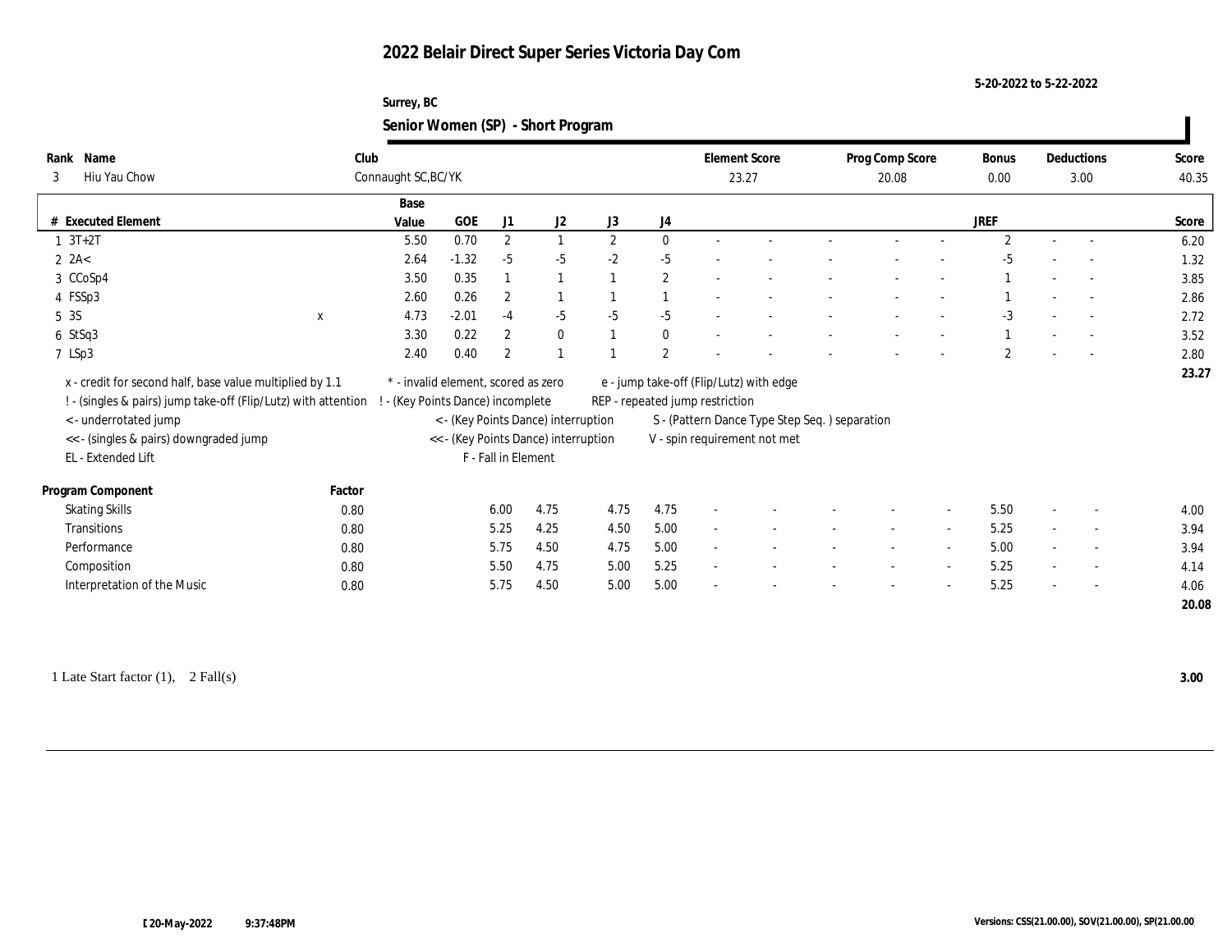# 2022 Belair Direct Super Series Victoria Day Com

5-20-2022 to 5-22-2022

Surrey, BC

## Senior Women (SP) - Short Program

| Rank | Name | Club | Element Score | Prog Comp Score | Bonus | Deductions | Score |
|---|---|---|---|---|---|---|---|
| 3 | Hiu Yau Chow | Connaught SC,BC/YK | 23.27 | 20.08 | 0.00 | 3.00 | 40.35 |

| # | Executed Element | | Base Value | GOE | J1 | J2 | J3 | J4 | | | | | | | JREF | | | Score |
|---|---|---|---|---|---|---|---|---|---|---|---|---|---|---|---|---|---|---|
| 1 | 3T+2T | | 5.50 | 0.70 | 2 | 1 | 2 | 0 | - | - | - | - | - | | 2 | - | - | 6.20 |
| 2 | 2A< | | 2.64 | -1.32 | -5 | -5 | -2 | -5 | - | - | - | - | - | | -5 | - | - | 1.32 |
| 3 | CCoSp4 | | 3.50 | 0.35 | 1 | 1 | 1 | 2 | - | - | - | - | - | | 1 | - | - | 3.85 |
| 4 | FSSp3 | | 2.60 | 0.26 | 2 | 1 | 1 | 1 | - | - | - | - | - | | 1 | - | - | 2.86 |
| 5 | 3S | x | 4.73 | -2.01 | -4 | -5 | -5 | -5 | - | - | - | - | - | | -3 | - | - | 2.72 |
| 6 | StSq3 | | 3.30 | 0.22 | 2 | 0 | 1 | 0 | - | - | - | - | - | | 1 | - | - | 3.52 |
| 7 | LSp3 | | 2.40 | 0.40 | 2 | 1 | 1 | 2 | - | - | - | - | - | | 2 | - | - | 2.80 |
| | | | | | | | | | | | | | | | | | | 23.27 |

x - credit for second half, base value multiplied by 1.1
! - (singles & pairs) jump take-off (Flip/Lutz) with attention
< - underrotated jump
<< - (singles & pairs) downgraded jump
EL - Extended Lift
* - invalid element, scored as zero
! - (Key Points Dance) incomplete
< - (Key Points Dance) interruption
<< - (Key Points Dance) interruption
F - Fall in Element
e - jump take-off (Flip/Lutz) with edge
REP - repeated jump restriction
S - (Pattern Dance Type Step Seq. ) separation
V - spin requirement not met

| Program Component | Factor | J1 | J2 | J3 | J4 | | | | | | JREF | | | Score |
|---|---|---|---|---|---|---|---|---|---|---|---|---|---|---|
| Skating Skills | 0.80 | 6.00 | 4.75 | 4.75 | 4.75 | - | - | - | - | - | 5.50 | - | - | 4.00 |
| Transitions | 0.80 | 5.25 | 4.25 | 4.50 | 5.00 | - | - | - | - | - | 5.25 | - | - | 3.94 |
| Performance | 0.80 | 5.75 | 4.50 | 4.75 | 5.00 | - | - | - | - | - | 5.00 | - | - | 3.94 |
| Composition | 0.80 | 5.50 | 4.75 | 5.00 | 5.25 | - | - | - | - | - | 5.25 | - | - | 4.14 |
| Interpretation of the Music | 0.80 | 5.75 | 4.50 | 5.00 | 5.00 | - | - | - | - | - | 5.25 | - | - | 4.06 |
| | | | | | | | | | | | | | | 20.08 |

1 Late Start factor (1), 2 Fall(s) **3.00**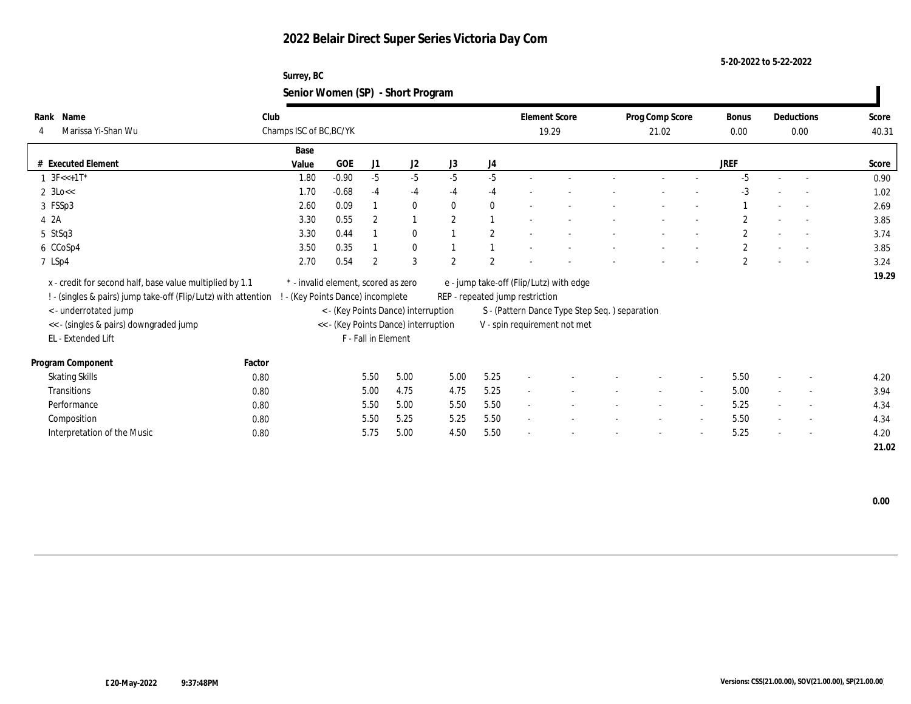# 2022 Belair Direct Super Series Victoria Day Com

5-20-2022 to 5-22-2022

Surrey, BC

## Senior Women (SP) - Short Program

| Rank | Name | Club | Element Score | Prog Comp Score | Bonus | Deductions | Score |
|---|---|---|---|---|---|---|---|
| 4 | Marissa Yi-Shan Wu | Champs ISC of BC,BC/YK | 19.29 | 21.02 | 0.00 | 0.00 | 40.31 |

| # | Executed Element | Base Value | GOE | J1 | J2 | J3 | J4 | | | | | | | JREF | | | Score |
|---|---|---|---|---|---|---|---|---|---|---|---|---|---|---|---|---|---|
| 1 | 3F<<+1T* | 1.80 | -0.90 | -5 | -5 | -5 | -5 | - | - | - | - | - | | -5 | - | - | 0.90 |
| 2 | 3Lo<< | 1.70 | -0.68 | -4 | -4 | -4 | -4 | - | - | - | - | - | | -3 | - | - | 1.02 |
| 3 | FSSp3 | 2.60 | 0.09 | 1 | 0 | 0 | 0 | - | - | - | - | - | | 1 | - | - | 2.69 |
| 4 | 2A | 3.30 | 0.55 | 2 | 1 | 2 | 1 | - | - | - | - | - | | 2 | - | - | 3.85 |
| 5 | StSq3 | 3.30 | 0.44 | 1 | 0 | 1 | 2 | - | - | - | - | - | | 2 | - | - | 3.74 |
| 6 | CCoSp4 | 3.50 | 0.35 | 1 | 0 | 1 | 1 | - | - | - | - | - | | 2 | - | - | 3.85 |
| 7 | LSp4 | 2.70 | 0.54 | 2 | 3 | 2 | 2 | - | - | - | - | - | | 2 | - | - | 3.24 |
| | | | | | | | | | | | | | | | | | 19.29 |

x - credit for second half, base value multiplied by 1.1
! - (singles & pairs) jump take-off (Flip/Lutz) with attention
< - underrotated jump
<< - (singles & pairs) downgraded jump
EL - Extended Lift
* - invalid element, scored as zero
! - (Key Points Dance) incomplete
< - (Key Points Dance) interruption
<< - (Key Points Dance) interruption
F - Fall in Element
e - jump take-off (Flip/Lutz) with edge
REP - repeated jump restriction
S - (Pattern Dance Type Step Seq. ) separation
V - spin requirement not met

| Program Component | Factor | J1 | J2 | J3 | J4 | | | | | | JREF | | | Score |
|---|---|---|---|---|---|---|---|---|---|---|---|---|---|---|
| Skating Skills | 0.80 | 5.50 | 5.00 | 5.00 | 5.25 | - | - | - | - | - | 5.50 | - | - | 4.20 |
| Transitions | 0.80 | 5.00 | 4.75 | 4.75 | 5.25 | - | - | - | - | - | 5.00 | - | - | 3.94 |
| Performance | 0.80 | 5.50 | 5.00 | 5.50 | 5.50 | - | - | - | - | - | 5.25 | - | - | 4.34 |
| Composition | 0.80 | 5.50 | 5.25 | 5.25 | 5.50 | - | - | - | - | - | 5.50 | - | - | 4.34 |
| Interpretation of the Music | 0.80 | 5.75 | 5.00 | 4.50 | 5.50 | - | - | - | - | - | 5.25 | - | - | 4.20 |
| | | | | | | | | | | | | | | 21.02 |

0.00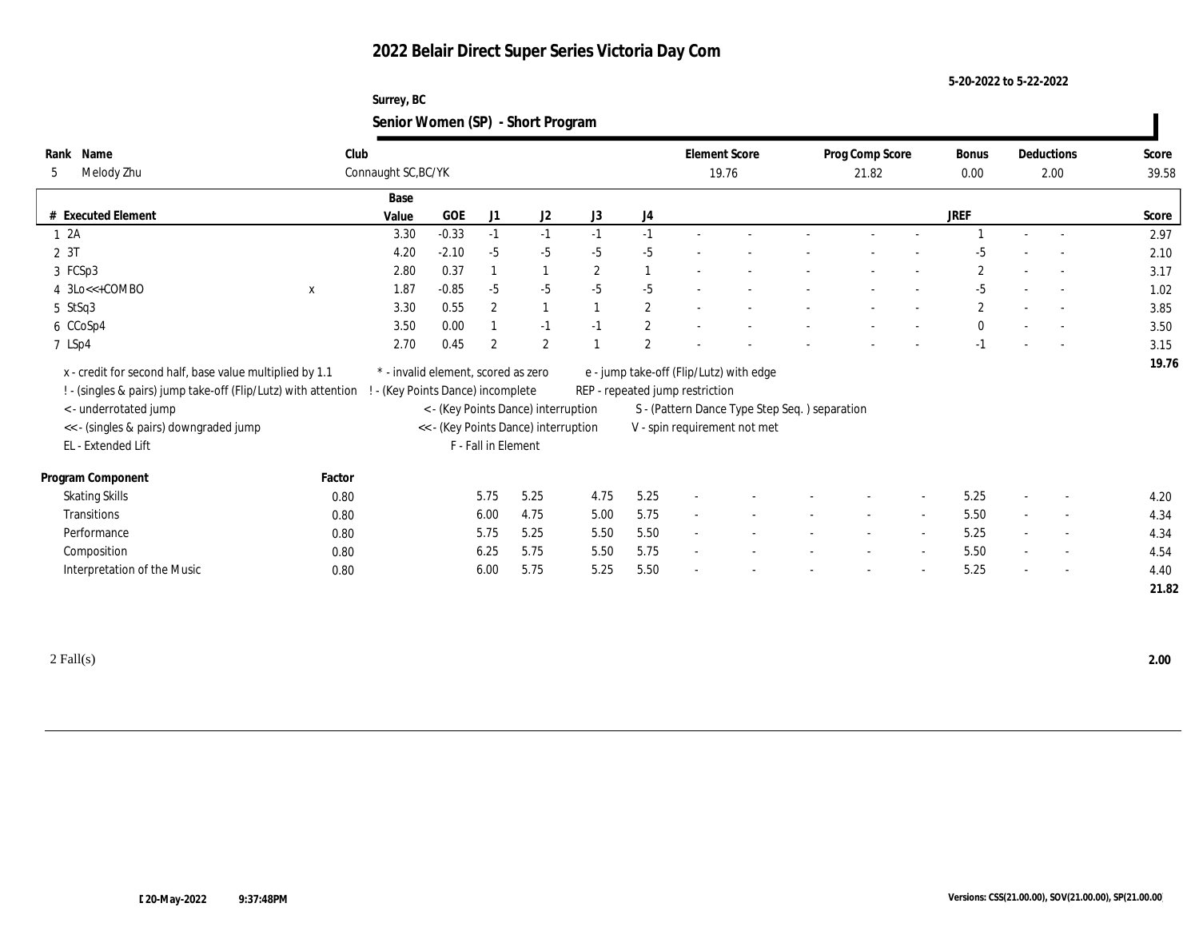# 2022 Belair Direct Super Series Victoria Day Com

5-20-2022 to 5-22-2022

Surrey, BC

## Senior Women (SP) - Short Program

| Rank | Name | Club | Element Score | Prog Comp Score | Bonus | Deductions | Score |
|---|---|---|---|---|---|---|---|
| 5 | Melody Zhu | Connaught SC,BC/YK | 19.76 | 21.82 | 0.00 | 2.00 | 39.58 |

| # | Executed Element | | Base Value | GOE | J1 | J2 | J3 | J4 | | | | | | JREF | | | Score |
|---|---|---|---|---|---|---|---|---|---|---|---|---|---|---|---|---|---|
| 1 | 2A | | 3.30 | -0.33 | -1 | -1 | -1 | -1 | - | - | - | - | - | 1 | - | - | 2.97 |
| 2 | 3T | | 4.20 | -2.10 | -5 | -5 | -5 | -5 | - | - | - | - | - | -5 | - | - | 2.10 |
| 3 | FCSp3 | | 2.80 | 0.37 | 1 | 1 | 2 | 1 | - | - | - | - | - | 2 | - | - | 3.17 |
| 4 | 3Lo<<+COMBO | x | 1.87 | -0.85 | -5 | -5 | -5 | -5 | - | - | - | - | - | -5 | - | - | 1.02 |
| 5 | StSq3 | | 3.30 | 0.55 | 2 | 1 | 1 | 2 | - | - | - | - | - | 2 | - | - | 3.85 |
| 6 | CCoSp4 | | 3.50 | 0.00 | 1 | -1 | -1 | 2 | - | - | - | - | - | 0 | - | - | 3.50 |
| 7 | LSp4 | | 2.70 | 0.45 | 2 | 2 | 1 | 2 | - | - | - | - | - | -1 | - | - | 3.15 |
| | | | | | | | | | | | | | | | | | 19.76 |

x - credit for second half, base value multiplied by 1.1
! - (singles & pairs) jump take-off (Flip/Lutz) with attention
< - underrotated jump
<< - (singles & pairs) downgraded jump
EL - Extended Lift
* - invalid element, scored as zero
! - (Key Points Dance) incomplete
< - (Key Points Dance) interruption
<< - (Key Points Dance) interruption
F - Fall in Element
e - jump take-off (Flip/Lutz) with edge
REP - repeated jump restriction
S - (Pattern Dance Type Step Seq. ) separation
V - spin requirement not met

| Program Component | Factor | J1 | J2 | J3 | J4 | | | | | | JREF | | | Score |
|---|---|---|---|---|---|---|---|---|---|---|---|---|---|---|
| Skating Skills | 0.80 | 5.75 | 5.25 | 4.75 | 5.25 | - | - | - | - | - | 5.25 | - | - | 4.20 |
| Transitions | 0.80 | 6.00 | 4.75 | 5.00 | 5.75 | - | - | - | - | - | 5.50 | - | - | 4.34 |
| Performance | 0.80 | 5.75 | 5.25 | 5.50 | 5.50 | - | - | - | - | - | 5.25 | - | - | 4.34 |
| Composition | 0.80 | 6.25 | 5.75 | 5.50 | 5.75 | - | - | - | - | - | 5.50 | - | - | 4.54 |
| Interpretation of the Music | 0.80 | 6.00 | 5.75 | 5.25 | 5.50 | - | - | - | - | - | 5.25 | - | - | 4.40 |
| | | | | | | | | | | | | | | 21.82 |

2 Fall(s) **2.00**

20-May-2022 9:37:48PM

Versions: CSS(21.00.00), SOV(21.00.00), SP(21.00.00)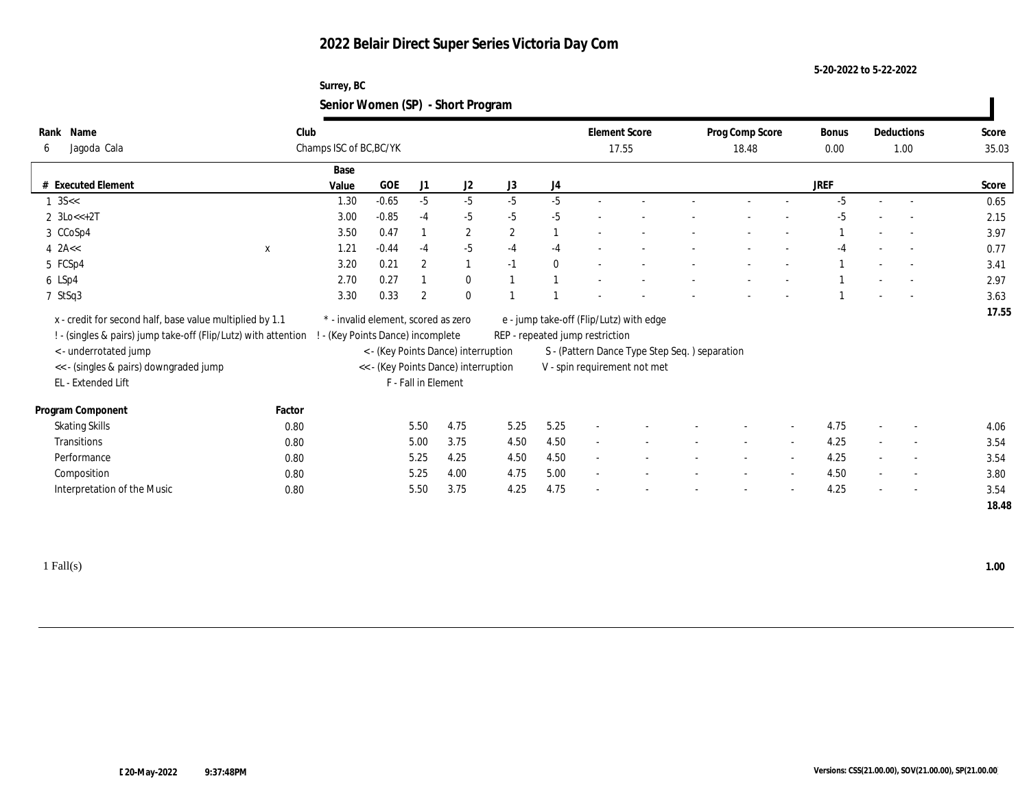# 2022 Belair Direct Super Series Victoria Day Com

5-20-2022 to 5-22-2022

Surrey, BC

## Senior Women (SP) - Short Program

| Rank | Name | Club | Element Score | Prog Comp Score | Bonus | Deductions | Score |
|---|---|---|---|---|---|---|---|
| 6 | Jagoda Cala | Champs ISC of BC,BC/YK | 17.55 | 18.48 | 0.00 | 1.00 | 35.03 |

| # | Executed Element | | Base Value | GOE | J1 | J2 | J3 | J4 | | | | | | | JREF | | | Score |
|---|---|---|---|---|---|---|---|---|---|---|---|---|---|---|---|---|---|---|
| 1 | 3S<< | | 1.30 | -0.65 | -5 | -5 | -5 | -5 | - | - | - | - | - | - | -5 | - | - | 0.65 |
| 2 | 3Lo<<+2T | | 3.00 | -0.85 | -4 | -5 | -5 | -5 | - | - | - | - | - | - | -5 | - | - | 2.15 |
| 3 | CCoSp4 | | 3.50 | 0.47 | 1 | 2 | 2 | 1 | - | - | - | - | - | - | 1 | - | - | 3.97 |
| 4 | 2A<< | x | 1.21 | -0.44 | -4 | -5 | -4 | -4 | - | - | - | - | - | - | -4 | - | - | 0.77 |
| 5 | FCSp4 | | 3.20 | 0.21 | 2 | 1 | -1 | 0 | - | - | - | - | - | - | 1 | - | - | 3.41 |
| 6 | LSp4 | | 2.70 | 0.27 | 1 | 0 | 1 | 1 | - | - | - | - | - | - | 1 | - | - | 2.97 |
| 7 | StSq3 | | 3.30 | 0.33 | 2 | 0 | 1 | 1 | - | - | - | - | - | - | 1 | - | - | 3.63 |
| | | | | | | | | | | | | | | | | | | 17.55 |

x - credit for second half, base value multiplied by 1.1
! - (singles & pairs) jump take-off (Flip/Lutz) with attention
< - underrotated jump
<< - (singles & pairs) downgraded jump
EL - Extended Lift
* - invalid element, scored as zero
! - (Key Points Dance) incomplete
< - (Key Points Dance) interruption
<< - (Key Points Dance) interruption
F - Fall in Element
e - jump take-off (Flip/Lutz) with edge
REP - repeated jump restriction
S - (Pattern Dance Type Step Seq. ) separation
V - spin requirement not met

| Program Component | Factor | J1 | J2 | J3 | J4 | | | | | | | JREF | | | Score |
|---|---|---|---|---|---|---|---|---|---|---|---|---|---|---|---|
| Skating Skills | 0.80 | 5.50 | 4.75 | 5.25 | 5.25 | - | - | - | - | - | - | 4.75 | - | - | 4.06 |
| Transitions | 0.80 | 5.00 | 3.75 | 4.50 | 4.50 | - | - | - | - | - | - | 4.25 | - | - | 3.54 |
| Performance | 0.80 | 5.25 | 4.25 | 4.50 | 4.50 | - | - | - | - | - | - | 4.25 | - | - | 3.54 |
| Composition | 0.80 | 5.25 | 4.00 | 4.75 | 5.00 | - | - | - | - | - | - | 4.50 | - | - | 3.80 |
| Interpretation of the Music | 0.80 | 5.50 | 3.75 | 4.25 | 4.75 | - | - | - | - | - | - | 4.25 | - | - | 3.54 |
| | | | | | | | | | | | | | | | 18.48 |

1 Fall(s) **1.00**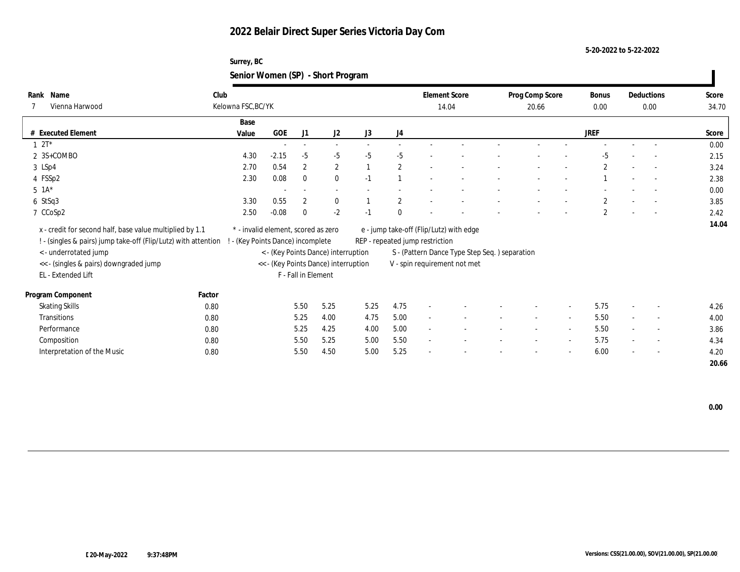# 2022 Belair Direct Super Series Victoria Day Com

5-20-2022 to 5-22-2022

Surrey, BC

## Senior Women (SP) - Short Program

| Rank | Name | Club | Element Score | Prog Comp Score | Bonus | Deductions | Score |
|---|---|---|---|---|---|---|---|
| 7 | Vienna Harwood | Kelowna FSC,BC/YK | 14.04 | 20.66 | 0.00 | 0.00 | 34.70 |

| # | Executed Element | Base Value | GOE | J1 | J2 | J3 | J4 | | | | | | JREF | | | Score |
|---|---|---|---|---|---|---|---|---|---|---|---|---|---|---|---|---|
| 1 | 2T* | | - | - | - | - | - | - | - | - | - | - | - | - | - | 0.00 |
| 2 | 3S+COMBO | 4.30 | -2.15 | -5 | -5 | -5 | -5 | - | - | - | - | - | -5 | - | - | 2.15 |
| 3 | LSp4 | 2.70 | 0.54 | 2 | 2 | 1 | 2 | - | - | - | - | - | 2 | - | - | 3.24 |
| 4 | FSSp2 | 2.30 | 0.08 | 0 | 0 | -1 | 1 | - | - | - | - | - | 1 | - | - | 2.38 |
| 5 | 1A* | | - | - | - | - | - | - | - | - | - | - | - | - | - | 0.00 |
| 6 | StSq3 | 3.30 | 0.55 | 2 | 0 | 1 | 2 | - | - | - | - | - | 2 | - | - | 3.85 |
| 7 | CCoSp2 | 2.50 | -0.08 | 0 | -2 | -1 | 0 | - | - | - | - | - | 2 | - | - | 2.42 |
| | | | | | | | | | | | | | | | | 14.04 |

x - credit for second half, base value multiplied by 1.1
! - (singles & pairs) jump take-off (Flip/Lutz) with attention
< - underrotated jump
<< - (singles & pairs) downgraded jump
EL - Extended Lift
* - invalid element, scored as zero
! - (Key Points Dance) incomplete
< - (Key Points Dance) interruption
<< - (Key Points Dance) interruption
F - Fall in Element
e - jump take-off (Flip/Lutz) with edge
REP - repeated jump restriction
S - (Pattern Dance Type Step Seq. ) separation
V - spin requirement not met

| Program Component | Factor | J1 | J2 | J3 | J4 | | | | | | JREF | | | Score |
|---|---|---|---|---|---|---|---|---|---|---|---|---|---|---|
| Skating Skills | 0.80 | 5.50 | 5.25 | 5.25 | 4.75 | - | - | - | - | - | 5.75 | - | - | 4.26 |
| Transitions | 0.80 | 5.25 | 4.00 | 4.75 | 5.00 | - | - | - | - | - | 5.50 | - | - | 4.00 |
| Performance | 0.80 | 5.25 | 4.25 | 4.00 | 5.00 | - | - | - | - | - | 5.50 | - | - | 3.86 |
| Composition | 0.80 | 5.50 | 5.25 | 5.00 | 5.50 | - | - | - | - | - | 5.75 | - | - | 4.34 |
| Interpretation of the Music | 0.80 | 5.50 | 4.50 | 5.00 | 5.25 | - | - | - | - | - | 6.00 | - | - | 4.20 |
| | | | | | | | | | | | | | | 20.66 |

0.00